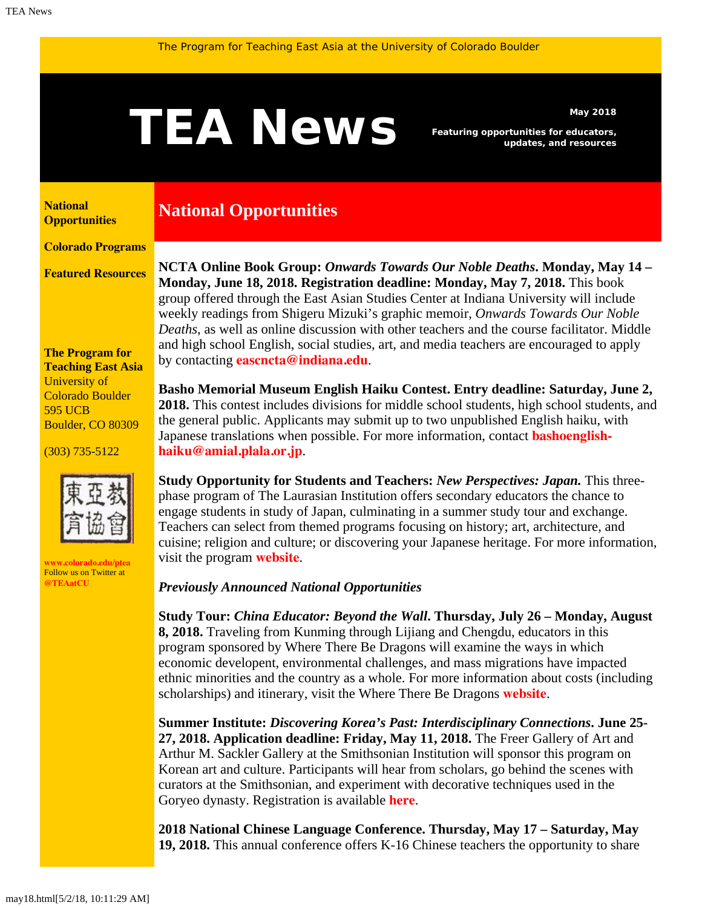The Program for Teaching East Asia at the University of Colorado Boulder

# TEA News

May 2018

Featuring opportunities for educators, updates, and resources

**National Opportunities**

**Colorado Programs**

**Featured Resources**

**The Program for Teaching East Asia**
University of Colorado Boulder
595 UCB
Boulder, CO 80309

(303) 735-5122

東亞教育協會

**www.colorado.edu/ptea**
Follow us on Twitter at **@TEAatCU**

## National Opportunities

**NCTA Online Book Group:** ***Onwards Towards Our Noble Deaths*****. Monday, May 14 – Monday, June 18, 2018. Registration deadline: Monday, May 7, 2018.** This book group offered through the East Asian Studies Center at Indiana University will include weekly readings from Shigeru Mizuki's graphic memoir, *Onwards Towards Our Noble Deaths*, as well as online discussion with other teachers and the course facilitator. Middle and high school English, social studies, art, and media teachers are encouraged to apply by contacting **eascncta@indiana.edu**.

**Basho Memorial Museum English Haiku Contest. Entry deadline: Saturday, June 2, 2018.** This contest includes divisions for middle school students, high school students, and the general public. Applicants may submit up to two unpublished English haiku, with Japanese translations when possible. For more information, contact **bashoenglish-haiku@amial.plala.or.jp**.

**Study Opportunity for Students and Teachers:** ***New Perspectives: Japan.*** This three-phase program of The Laurasian Institution offers secondary educators the chance to engage students in study of Japan, culminating in a summer study tour and exchange. Teachers can select from themed programs focusing on history; art, architecture, and cuisine; religion and culture; or discovering your Japanese heritage. For more information, visit the program **website**.

*Previously Announced National Opportunities*

**Study Tour:** ***China Educator: Beyond the Wall*****. Thursday, July 26 – Monday, August 8, 2018.** Traveling from Kunming through Lijiang and Chengdu, educators in this program sponsored by Where There Be Dragons will examine the ways in which economic development, environmental challenges, and mass migrations have impacted ethnic minorities and the country as a whole. For more information about costs (including scholarships) and itinerary, visit the Where There Be Dragons **website**.

**Summer Institute:** ***Discovering Korea's Past: Interdisciplinary Connections*****. June 25-27, 2018. Application deadline: Friday, May 11, 2018.** The Freer Gallery of Art and Arthur M. Sackler Gallery at the Smithsonian Institution will sponsor this program on Korean art and culture. Participants will hear from scholars, go behind the scenes with curators at the Smithsonian, and experiment with decorative techniques used in the Goryeo dynasty. Registration is available **here**.

**2018 National Chinese Language Conference. Thursday, May 17 – Saturday, May 19, 2018.** This annual conference offers K-16 Chinese teachers the opportunity to share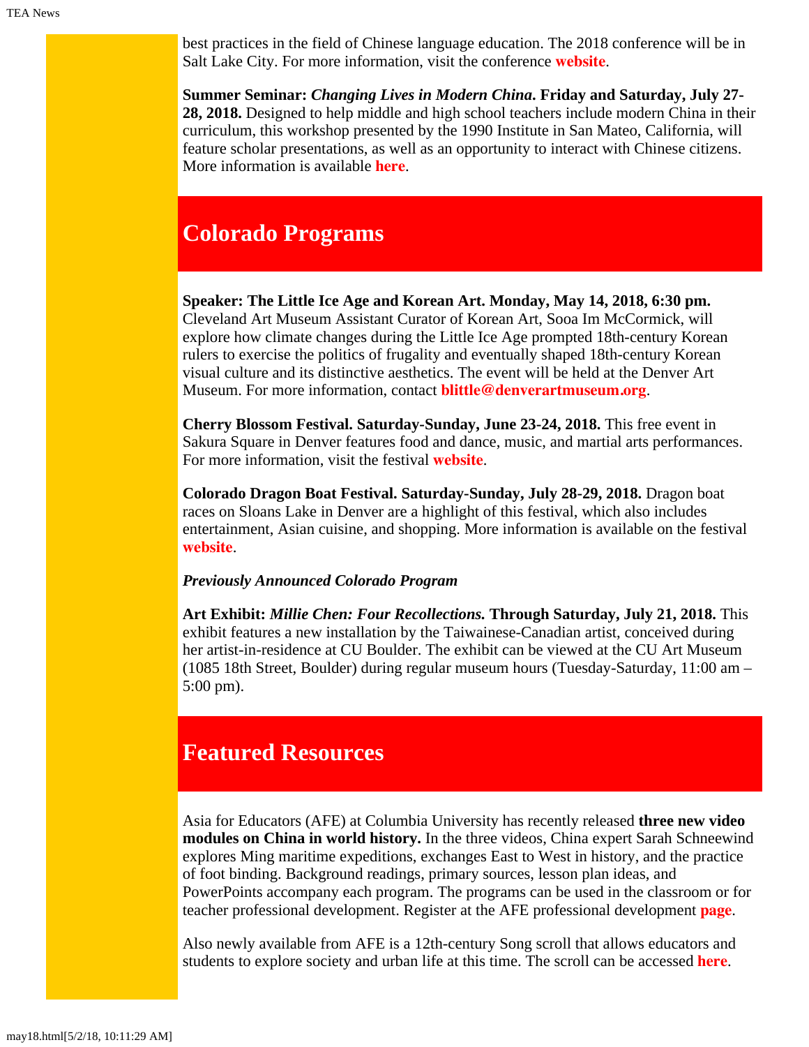best practices in the field of Chinese language education. The 2018 conference will be in Salt Lake City. For more information, visit the conference **website**.

**Summer Seminar: *Changing Lives in Modern China*. Friday and Saturday, July 27-28, 2018.** Designed to help middle and high school teachers include modern China in their curriculum, this workshop presented by the 1990 Institute in San Mateo, California, will feature scholar presentations, as well as an opportunity to interact with Chinese citizens. More information is available **here**.

## Colorado Programs

**Speaker: The Little Ice Age and Korean Art. Monday, May 14, 2018, 6:30 pm.** Cleveland Art Museum Assistant Curator of Korean Art, Sooa Im McCormick, will explore how climate changes during the Little Ice Age prompted 18th-century Korean rulers to exercise the politics of frugality and eventually shaped 18th-century Korean visual culture and its distinctive aesthetics. The event will be held at the Denver Art Museum. For more information, contact **blittle@denverartmuseum.org**.

**Cherry Blossom Festival. Saturday-Sunday, June 23-24, 2018.** This free event in Sakura Square in Denver features food and dance, music, and martial arts performances. For more information, visit the festival **website**.

**Colorado Dragon Boat Festival. Saturday-Sunday, July 28-29, 2018.** Dragon boat races on Sloans Lake in Denver are a highlight of this festival, which also includes entertainment, Asian cuisine, and shopping. More information is available on the festival **website**.

***Previously Announced Colorado Program***

**Art Exhibit: *Millie Chen: Four Recollections.* Through Saturday, July 21, 2018.** This exhibit features a new installation by the Taiwainese-Canadian artist, conceived during her artist-in-residence at CU Boulder. The exhibit can be viewed at the CU Art Museum (1085 18th Street, Boulder) during regular museum hours (Tuesday-Saturday, 11:00 am – 5:00 pm).

## Featured Resources

Asia for Educators (AFE) at Columbia University has recently released **three new video modules on China in world history.** In the three videos, China expert Sarah Schneewind explores Ming maritime expeditions, exchanges East to West in history, and the practice of foot binding. Background readings, primary sources, lesson plan ideas, and PowerPoints accompany each program. The programs can be used in the classroom or for teacher professional development. Register at the AFE professional development **page**.

Also newly available from AFE is a 12th-century Song scroll that allows educators and students to explore society and urban life at this time. The scroll can be accessed **here**.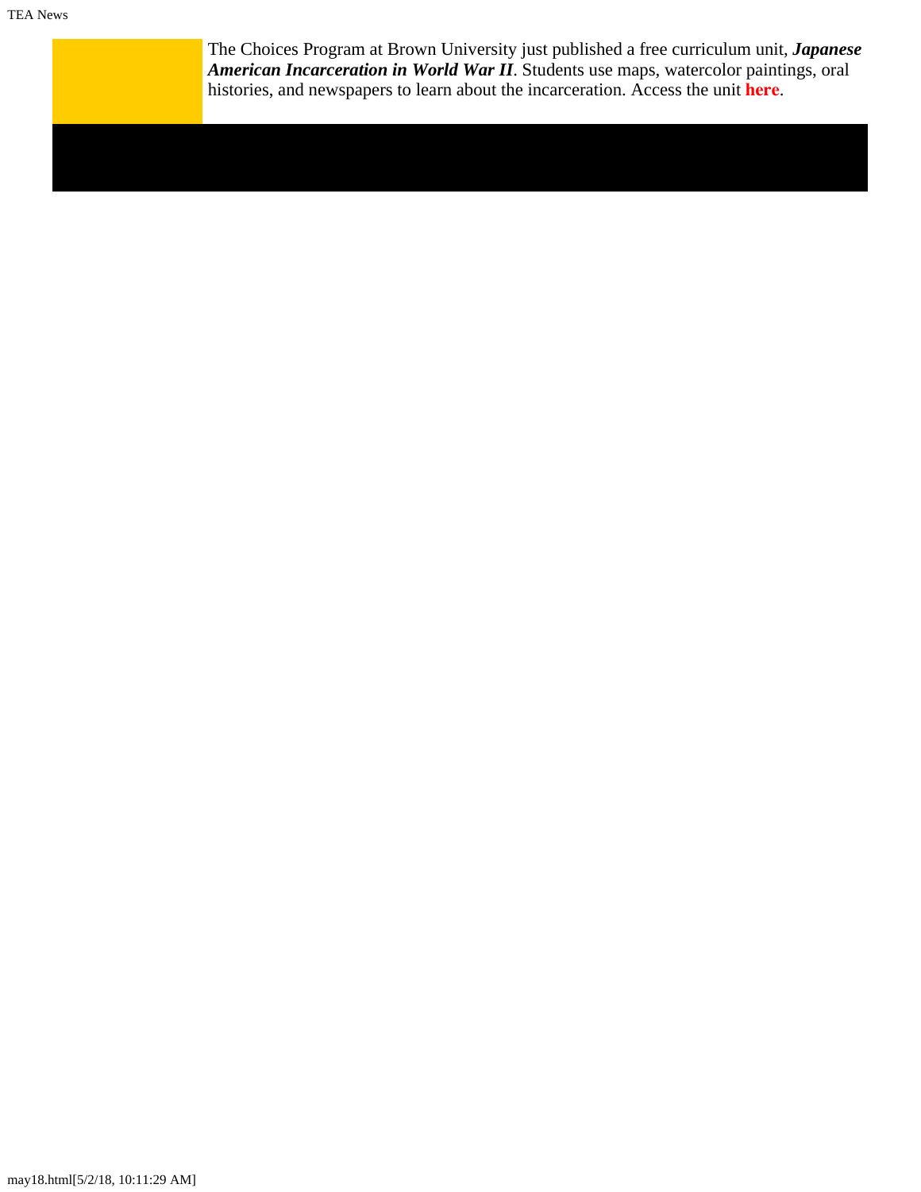The Choices Program at Brown University just published a free curriculum unit, ***Japanese American Incarceration in World War II***. Students use maps, watercolor paintings, oral histories, and newspapers to learn about the incarceration. Access the unit **here**.